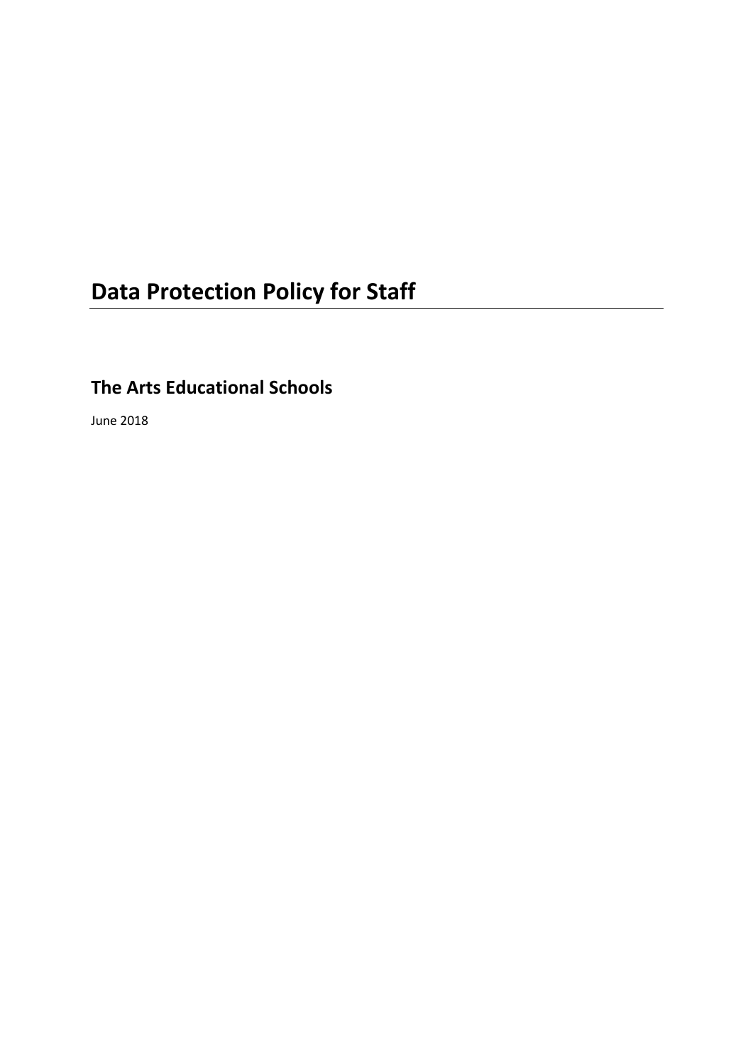# Data Protection Policy for Staff

## The Arts Educational Schools

June 2018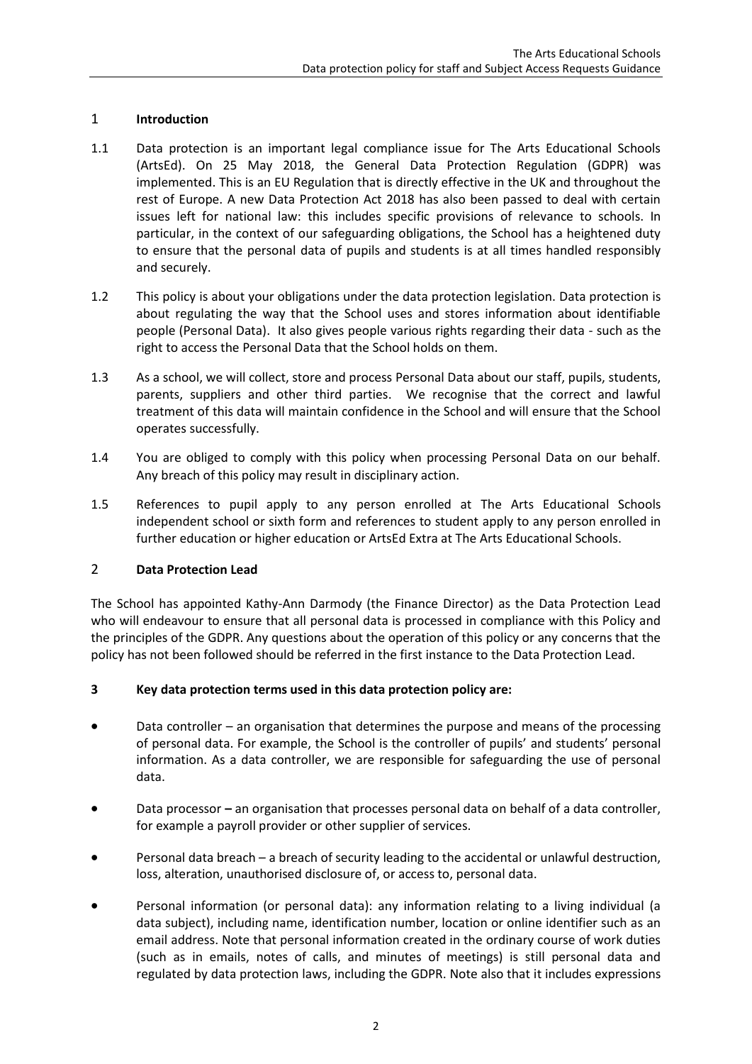## 1 Introduction

1.1 Data protection is an important legal compliance issue for The Arts Educational Schools (ArtsEd). On 25 May 2018, the General Data Protection Regulation (GDPR) was implemented. This is an EU Regulation that is directly effective in the UK and throughout the rest of Europe. A new Data Protection Act 2018 has also been passed to deal with certain issues left for national law: this includes specific provisions of relevance to schools. In particular, in the context of our safeguarding obligations, the School has a heightened duty to ensure that the personal data of pupils and students is at all times handled responsibly and securely.

1.2 This policy is about your obligations under the data protection legislation. Data protection is about regulating the way that the School uses and stores information about identifiable people (Personal Data). It also gives people various rights regarding their data - such as the right to access the Personal Data that the School holds on them.

1.3 As a school, we will collect, store and process Personal Data about our staff, pupils, students, parents, suppliers and other third parties. We recognise that the correct and lawful treatment of this data will maintain confidence in the School and will ensure that the School operates successfully.

1.4 You are obliged to comply with this policy when processing Personal Data on our behalf. Any breach of this policy may result in disciplinary action.

1.5 References to pupil apply to any person enrolled at The Arts Educational Schools independent school or sixth form and references to student apply to any person enrolled in further education or higher education or ArtsEd Extra at The Arts Educational Schools.

## 2 Data Protection Lead

The School has appointed Kathy-Ann Darmody (the Finance Director) as the Data Protection Lead who will endeavour to ensure that all personal data is processed in compliance with this Policy and the principles of the GDPR. Any questions about the operation of this policy or any concerns that the policy has not been followed should be referred in the first instance to the Data Protection Lead.

## 3 Key data protection terms used in this data protection policy are:

- Data controller – an organisation that determines the purpose and means of the processing of personal data. For example, the School is the controller of pupils' and students' personal information. As a data controller, we are responsible for safeguarding the use of personal data.
- Data processor **–** an organisation that processes personal data on behalf of a data controller, for example a payroll provider or other supplier of services.
- Personal data breach – a breach of security leading to the accidental or unlawful destruction, loss, alteration, unauthorised disclosure of, or access to, personal data.
- Personal information (or personal data): any information relating to a living individual (a data subject), including name, identification number, location or online identifier such as an email address. Note that personal information created in the ordinary course of work duties (such as in emails, notes of calls, and minutes of meetings) is still personal data and regulated by data protection laws, including the GDPR. Note also that it includes expressions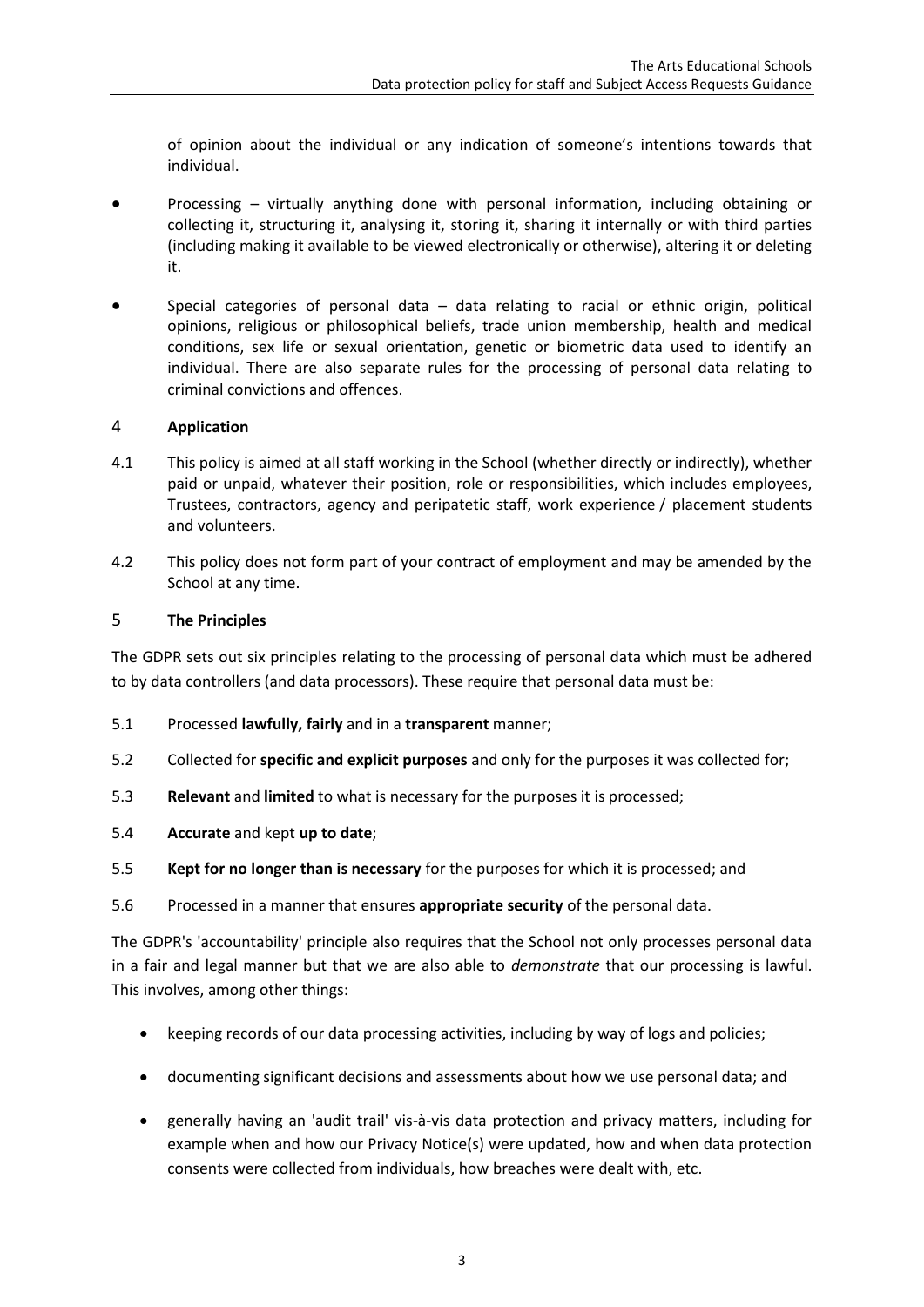of opinion about the individual or any indication of someone's intentions towards that individual.

- Processing – virtually anything done with personal information, including obtaining or collecting it, structuring it, analysing it, storing it, sharing it internally or with third parties (including making it available to be viewed electronically or otherwise), altering it or deleting it.
- Special categories of personal data – data relating to racial or ethnic origin, political opinions, religious or philosophical beliefs, trade union membership, health and medical conditions, sex life or sexual orientation, genetic or biometric data used to identify an individual. There are also separate rules for the processing of personal data relating to criminal convictions and offences.

## 4 **Application**

4.1 This policy is aimed at all staff working in the School (whether directly or indirectly), whether paid or unpaid, whatever their position, role or responsibilities, which includes employees, Trustees, contractors, agency and peripatetic staff, work experience / placement students and volunteers.

4.2 This policy does not form part of your contract of employment and may be amended by the School at any time.

## 5 **The Principles**

The GDPR sets out six principles relating to the processing of personal data which must be adhered to by data controllers (and data processors). These require that personal data must be:

5.1 Processed **lawfully, fairly** and in a **transparent** manner;

5.2 Collected for **specific and explicit purposes** and only for the purposes it was collected for;

5.3 **Relevant** and **limited** to what is necessary for the purposes it is processed;

5.4 **Accurate** and kept **up to date**;

5.5 **Kept for no longer than is necessary** for the purposes for which it is processed; and

5.6 Processed in a manner that ensures **appropriate security** of the personal data.

The GDPR's 'accountability' principle also requires that the School not only processes personal data in a fair and legal manner but that we are also able to *demonstrate* that our processing is lawful. This involves, among other things:

- keeping records of our data processing activities, including by way of logs and policies;
- documenting significant decisions and assessments about how we use personal data; and
- generally having an 'audit trail' vis-à-vis data protection and privacy matters, including for example when and how our Privacy Notice(s) were updated, how and when data protection consents were collected from individuals, how breaches were dealt with, etc.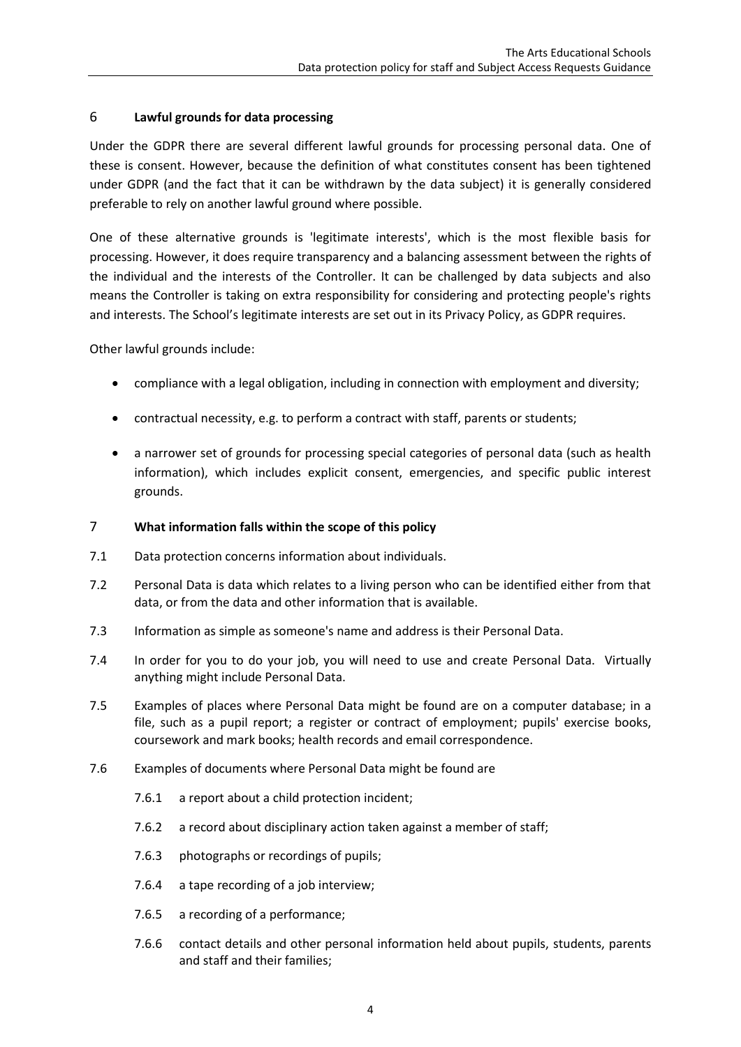## 6 Lawful grounds for data processing

Under the GDPR there are several different lawful grounds for processing personal data. One of these is consent. However, because the definition of what constitutes consent has been tightened under GDPR (and the fact that it can be withdrawn by the data subject) it is generally considered preferable to rely on another lawful ground where possible.

One of these alternative grounds is 'legitimate interests', which is the most flexible basis for processing. However, it does require transparency and a balancing assessment between the rights of the individual and the interests of the Controller. It can be challenged by data subjects and also means the Controller is taking on extra responsibility for considering and protecting people's rights and interests. The School's legitimate interests are set out in its Privacy Policy, as GDPR requires.

Other lawful grounds include:

- compliance with a legal obligation, including in connection with employment and diversity;
- contractual necessity, e.g. to perform a contract with staff, parents or students;
- a narrower set of grounds for processing special categories of personal data (such as health information), which includes explicit consent, emergencies, and specific public interest grounds.

## 7 What information falls within the scope of this policy

7.1 Data protection concerns information about individuals.

7.2 Personal Data is data which relates to a living person who can be identified either from that data, or from the data and other information that is available.

7.3 Information as simple as someone's name and address is their Personal Data.

7.4 In order for you to do your job, you will need to use and create Personal Data. Virtually anything might include Personal Data.

7.5 Examples of places where Personal Data might be found are on a computer database; in a file, such as a pupil report; a register or contract of employment; pupils' exercise books, coursework and mark books; health records and email correspondence.

7.6 Examples of documents where Personal Data might be found are

7.6.1 a report about a child protection incident;

7.6.2 a record about disciplinary action taken against a member of staff;

7.6.3 photographs or recordings of pupils;

7.6.4 a tape recording of a job interview;

7.6.5 a recording of a performance;

7.6.6 contact details and other personal information held about pupils, students, parents and staff and their families;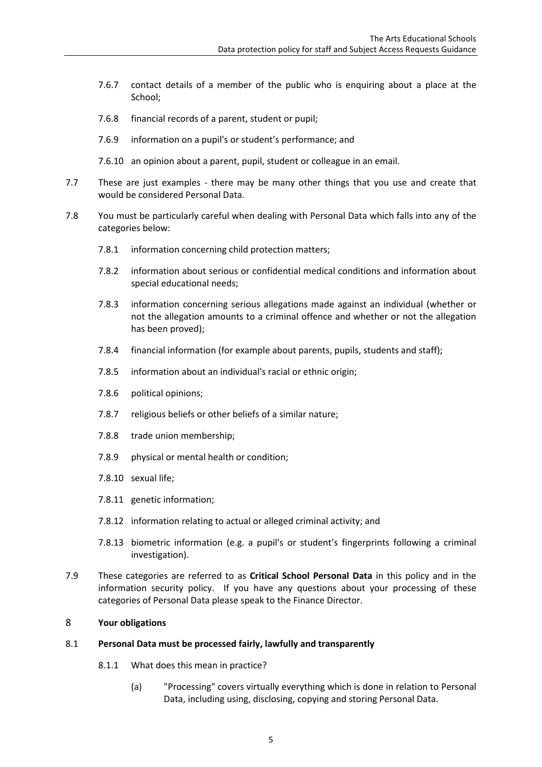7.6.7 contact details of a member of the public who is enquiring about a place at the School;

7.6.8 financial records of a parent, student or pupil;

7.6.9 information on a pupil's or student's performance; and

7.6.10 an opinion about a parent, pupil, student or colleague in an email.

7.7 These are just examples - there may be many other things that you use and create that would be considered Personal Data.

7.8 You must be particularly careful when dealing with Personal Data which falls into any of the categories below:

7.8.1 information concerning child protection matters;

7.8.2 information about serious or confidential medical conditions and information about special educational needs;

7.8.3 information concerning serious allegations made against an individual (whether or not the allegation amounts to a criminal offence and whether or not the allegation has been proved);

7.8.4 financial information (for example about parents, pupils, students and staff);

7.8.5 information about an individual's racial or ethnic origin;

7.8.6 political opinions;

7.8.7 religious beliefs or other beliefs of a similar nature;

7.8.8 trade union membership;

7.8.9 physical or mental health or condition;

7.8.10 sexual life;

7.8.11 genetic information;

7.8.12 information relating to actual or alleged criminal activity; and

7.8.13 biometric information (e.g. a pupil's or student's fingerprints following a criminal investigation).

7.9 These categories are referred to as **Critical School Personal Data** in this policy and in the information security policy. If you have any questions about your processing of these categories of Personal Data please speak to the Finance Director.

## 8 Your obligations

### 8.1 Personal Data must be processed fairly, lawfully and transparently

8.1.1 What does this mean in practice?

(a) "Processing" covers virtually everything which is done in relation to Personal Data, including using, disclosing, copying and storing Personal Data.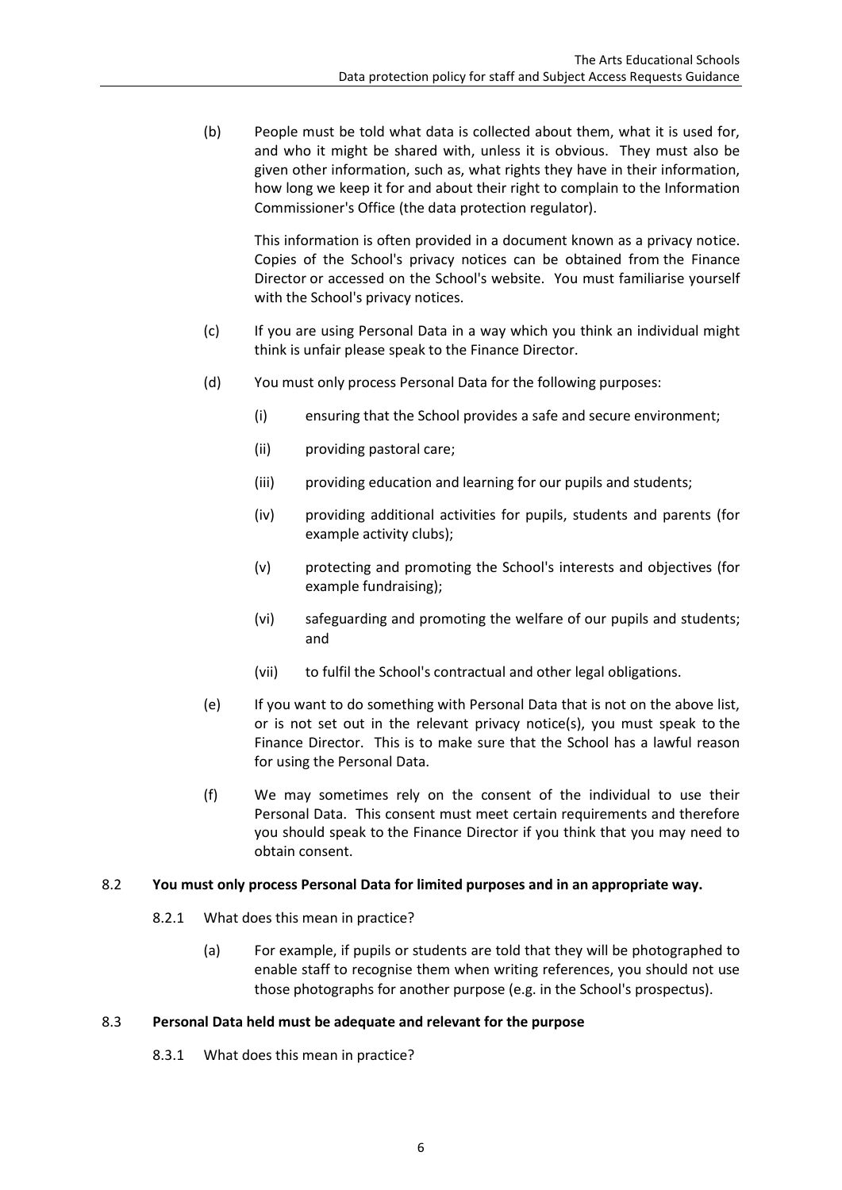(b) People must be told what data is collected about them, what it is used for, and who it might be shared with, unless it is obvious. They must also be given other information, such as, what rights they have in their information, how long we keep it for and about their right to complain to the Information Commissioner's Office (the data protection regulator).

This information is often provided in a document known as a privacy notice. Copies of the School's privacy notices can be obtained from the Finance Director or accessed on the School's website. You must familiarise yourself with the School's privacy notices.

(c) If you are using Personal Data in a way which you think an individual might think is unfair please speak to the Finance Director.

(d) You must only process Personal Data for the following purposes:

(i) ensuring that the School provides a safe and secure environment;

(ii) providing pastoral care;

(iii) providing education and learning for our pupils and students;

(iv) providing additional activities for pupils, students and parents (for example activity clubs);

(v) protecting and promoting the School's interests and objectives (for example fundraising);

(vi) safeguarding and promoting the welfare of our pupils and students; and

(vii) to fulfil the School's contractual and other legal obligations.

(e) If you want to do something with Personal Data that is not on the above list, or is not set out in the relevant privacy notice(s), you must speak to the Finance Director. This is to make sure that the School has a lawful reason for using the Personal Data.

(f) We may sometimes rely on the consent of the individual to use their Personal Data. This consent must meet certain requirements and therefore you should speak to the Finance Director if you think that you may need to obtain consent.

8.2 **You must only process Personal Data for limited purposes and in an appropriate way.**

8.2.1 What does this mean in practice?

(a) For example, if pupils or students are told that they will be photographed to enable staff to recognise them when writing references, you should not use those photographs for another purpose (e.g. in the School's prospectus).

8.3 **Personal Data held must be adequate and relevant for the purpose**

8.3.1 What does this mean in practice?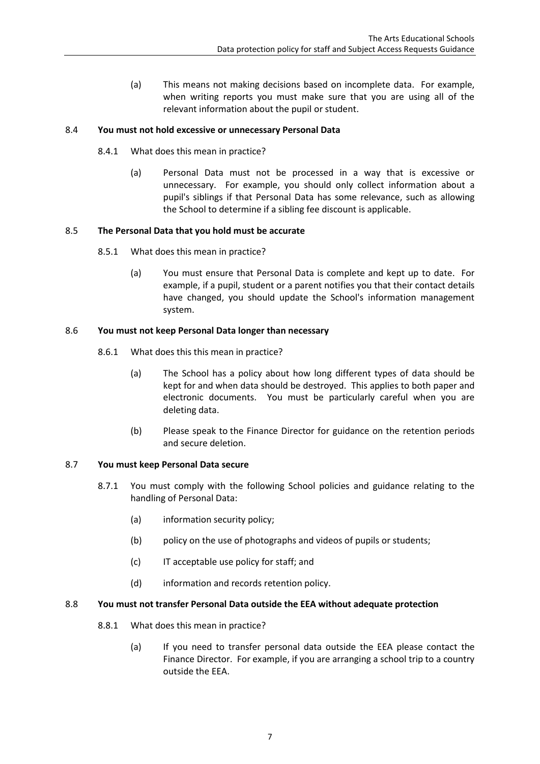(a) This means not making decisions based on incomplete data. For example, when writing reports you must make sure that you are using all of the relevant information about the pupil or student.

8.4 **You must not hold excessive or unnecessary Personal Data**

8.4.1 What does this mean in practice?

(a) Personal Data must not be processed in a way that is excessive or unnecessary. For example, you should only collect information about a pupil's siblings if that Personal Data has some relevance, such as allowing the School to determine if a sibling fee discount is applicable.

8.5 **The Personal Data that you hold must be accurate**

8.5.1 What does this mean in practice?

(a) You must ensure that Personal Data is complete and kept up to date. For example, if a pupil, student or a parent notifies you that their contact details have changed, you should update the School's information management system.

8.6 **You must not keep Personal Data longer than necessary**

8.6.1 What does this this mean in practice?

(a) The School has a policy about how long different types of data should be kept for and when data should be destroyed. This applies to both paper and electronic documents. You must be particularly careful when you are deleting data.

(b) Please speak to the Finance Director for guidance on the retention periods and secure deletion.

8.7 **You must keep Personal Data secure**

8.7.1 You must comply with the following School policies and guidance relating to the handling of Personal Data:

(a) information security policy;

(b) policy on the use of photographs and videos of pupils or students;

(c) IT acceptable use policy for staff; and

(d) information and records retention policy.

8.8 **You must not transfer Personal Data outside the EEA without adequate protection**

8.8.1 What does this mean in practice?

(a) If you need to transfer personal data outside the EEA please contact the Finance Director. For example, if you are arranging a school trip to a country outside the EEA.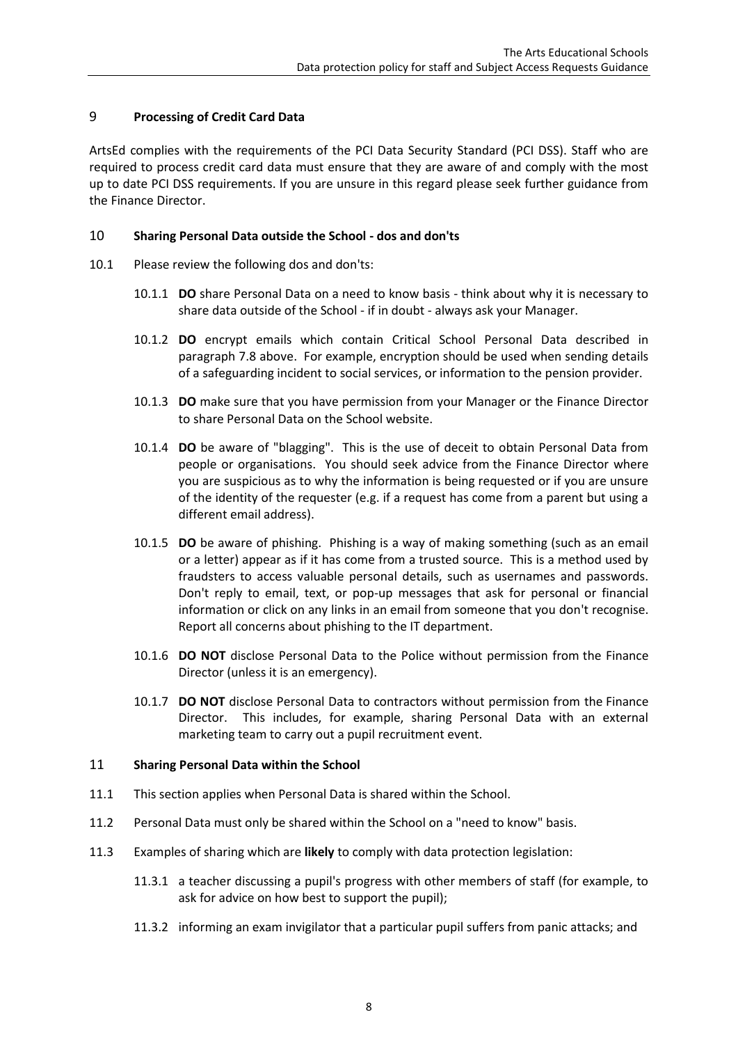## 9 **Processing of Credit Card Data**

ArtsEd complies with the requirements of the PCI Data Security Standard (PCI DSS). Staff who are required to process credit card data must ensure that they are aware of and comply with the most up to date PCI DSS requirements. If you are unsure in this regard please seek further guidance from the Finance Director.

## 10 **Sharing Personal Data outside the School - dos and don'ts**

10.1 Please review the following dos and don'ts:

10.1.1 **DO** share Personal Data on a need to know basis - think about why it is necessary to share data outside of the School - if in doubt - always ask your Manager.

10.1.2 **DO** encrypt emails which contain Critical School Personal Data described in paragraph 7.8 above. For example, encryption should be used when sending details of a safeguarding incident to social services, or information to the pension provider.

10.1.3 **DO** make sure that you have permission from your Manager or the Finance Director to share Personal Data on the School website.

10.1.4 **DO** be aware of "blagging". This is the use of deceit to obtain Personal Data from people or organisations. You should seek advice from the Finance Director where you are suspicious as to why the information is being requested or if you are unsure of the identity of the requester (e.g. if a request has come from a parent but using a different email address).

10.1.5 **DO** be aware of phishing. Phishing is a way of making something (such as an email or a letter) appear as if it has come from a trusted source. This is a method used by fraudsters to access valuable personal details, such as usernames and passwords. Don't reply to email, text, or pop-up messages that ask for personal or financial information or click on any links in an email from someone that you don't recognise. Report all concerns about phishing to the IT department.

10.1.6 **DO NOT** disclose Personal Data to the Police without permission from the Finance Director (unless it is an emergency).

10.1.7 **DO NOT** disclose Personal Data to contractors without permission from the Finance Director. This includes, for example, sharing Personal Data with an external marketing team to carry out a pupil recruitment event.

## 11 **Sharing Personal Data within the School**

11.1 This section applies when Personal Data is shared within the School.

11.2 Personal Data must only be shared within the School on a "need to know" basis.

11.3 Examples of sharing which are **likely** to comply with data protection legislation:

11.3.1 a teacher discussing a pupil's progress with other members of staff (for example, to ask for advice on how best to support the pupil);

11.3.2 informing an exam invigilator that a particular pupil suffers from panic attacks; and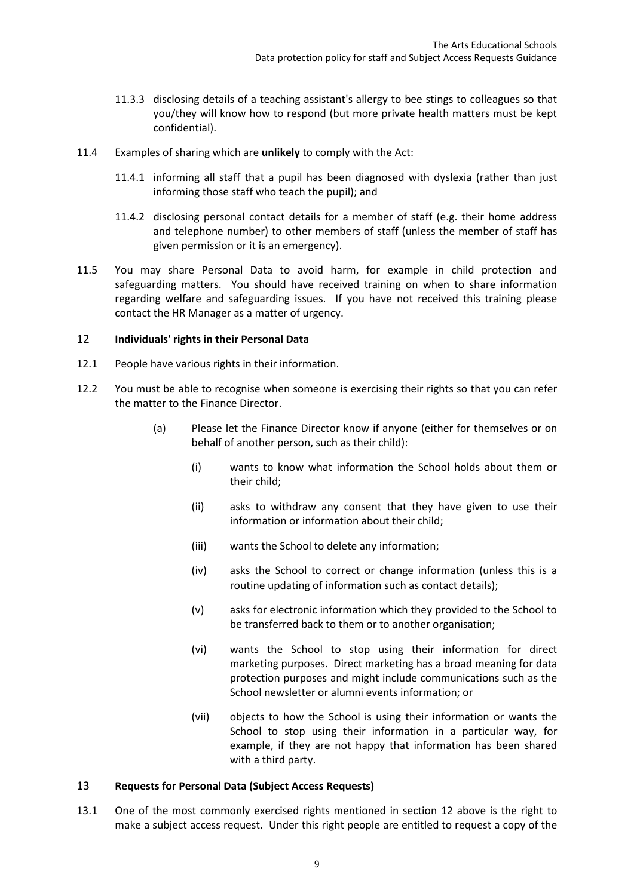11.3.3 disclosing details of a teaching assistant's allergy to bee stings to colleagues so that you/they will know how to respond (but more private health matters must be kept confidential).

11.4 Examples of sharing which are **unlikely** to comply with the Act:

11.4.1 informing all staff that a pupil has been diagnosed with dyslexia (rather than just informing those staff who teach the pupil); and

11.4.2 disclosing personal contact details for a member of staff (e.g. their home address and telephone number) to other members of staff (unless the member of staff has given permission or it is an emergency).

11.5 You may share Personal Data to avoid harm, for example in child protection and safeguarding matters. You should have received training on when to share information regarding welfare and safeguarding issues. If you have not received this training please contact the HR Manager as a matter of urgency.

## 12 Individuals' rights in their Personal Data

12.1 People have various rights in their information.

12.2 You must be able to recognise when someone is exercising their rights so that you can refer the matter to the Finance Director.

(a) Please let the Finance Director know if anyone (either for themselves or on behalf of another person, such as their child):

(i) wants to know what information the School holds about them or their child;

(ii) asks to withdraw any consent that they have given to use their information or information about their child;

(iii) wants the School to delete any information;

(iv) asks the School to correct or change information (unless this is a routine updating of information such as contact details);

(v) asks for electronic information which they provided to the School to be transferred back to them or to another organisation;

(vi) wants the School to stop using their information for direct marketing purposes. Direct marketing has a broad meaning for data protection purposes and might include communications such as the School newsletter or alumni events information; or

(vii) objects to how the School is using their information or wants the School to stop using their information in a particular way, for example, if they are not happy that information has been shared with a third party.

## 13 Requests for Personal Data (Subject Access Requests)

13.1 One of the most commonly exercised rights mentioned in section 12 above is the right to make a subject access request. Under this right people are entitled to request a copy of the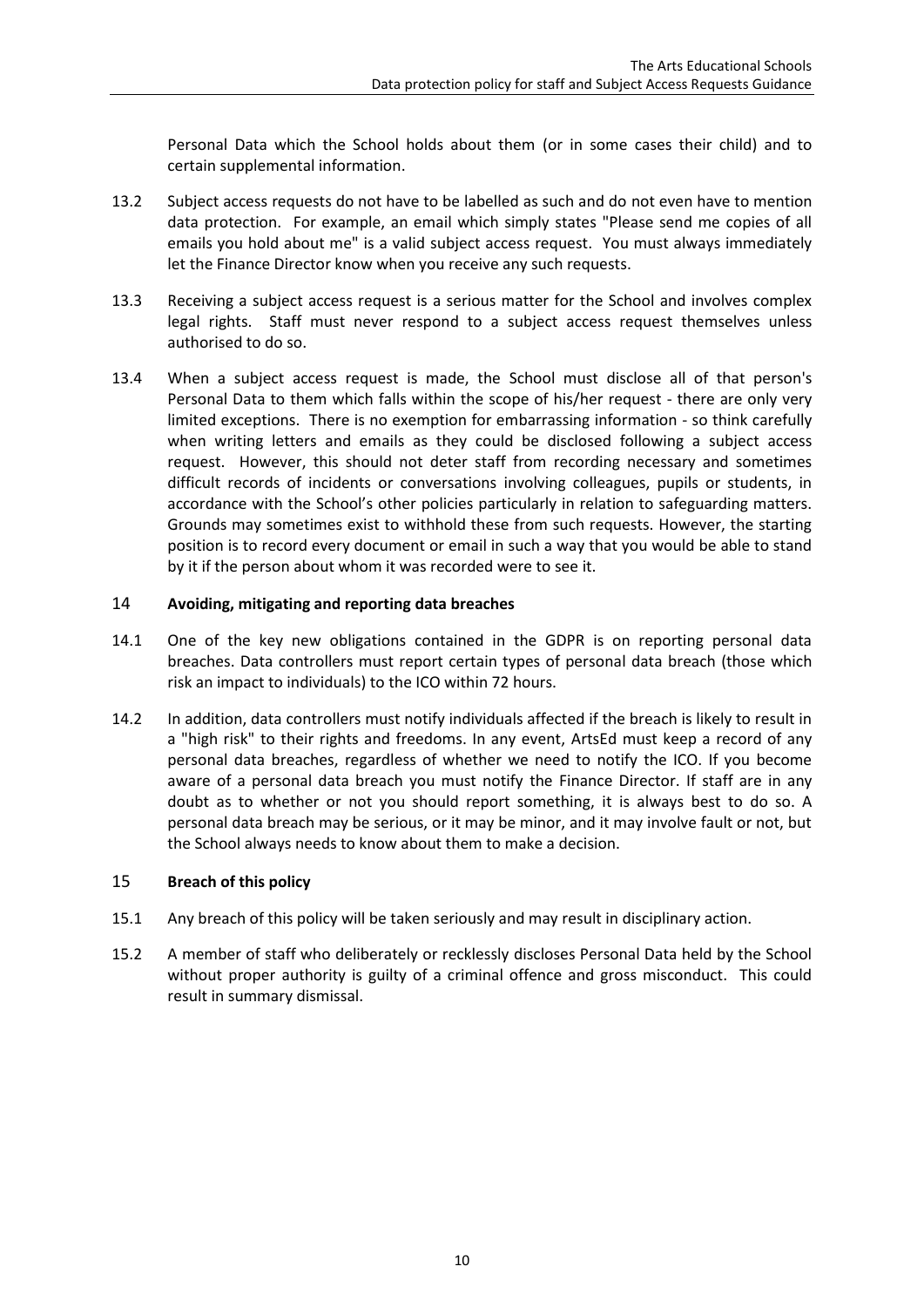Personal Data which the School holds about them (or in some cases their child) and to certain supplemental information.

13.2 Subject access requests do not have to be labelled as such and do not even have to mention data protection. For example, an email which simply states "Please send me copies of all emails you hold about me" is a valid subject access request. You must always immediately let the Finance Director know when you receive any such requests.

13.3 Receiving a subject access request is a serious matter for the School and involves complex legal rights. Staff must never respond to a subject access request themselves unless authorised to do so.

13.4 When a subject access request is made, the School must disclose all of that person's Personal Data to them which falls within the scope of his/her request - there are only very limited exceptions. There is no exemption for embarrassing information - so think carefully when writing letters and emails as they could be disclosed following a subject access request. However, this should not deter staff from recording necessary and sometimes difficult records of incidents or conversations involving colleagues, pupils or students, in accordance with the School's other policies particularly in relation to safeguarding matters. Grounds may sometimes exist to withhold these from such requests. However, the starting position is to record every document or email in such a way that you would be able to stand by it if the person about whom it was recorded were to see it.

## 14 Avoiding, mitigating and reporting data breaches

14.1 One of the key new obligations contained in the GDPR is on reporting personal data breaches. Data controllers must report certain types of personal data breach (those which risk an impact to individuals) to the ICO within 72 hours.

14.2 In addition, data controllers must notify individuals affected if the breach is likely to result in a "high risk" to their rights and freedoms. In any event, ArtsEd must keep a record of any personal data breaches, regardless of whether we need to notify the ICO. If you become aware of a personal data breach you must notify the Finance Director. If staff are in any doubt as to whether or not you should report something, it is always best to do so. A personal data breach may be serious, or it may be minor, and it may involve fault or not, but the School always needs to know about them to make a decision.

## 15 Breach of this policy

15.1 Any breach of this policy will be taken seriously and may result in disciplinary action.

15.2 A member of staff who deliberately or recklessly discloses Personal Data held by the School without proper authority is guilty of a criminal offence and gross misconduct. This could result in summary dismissal.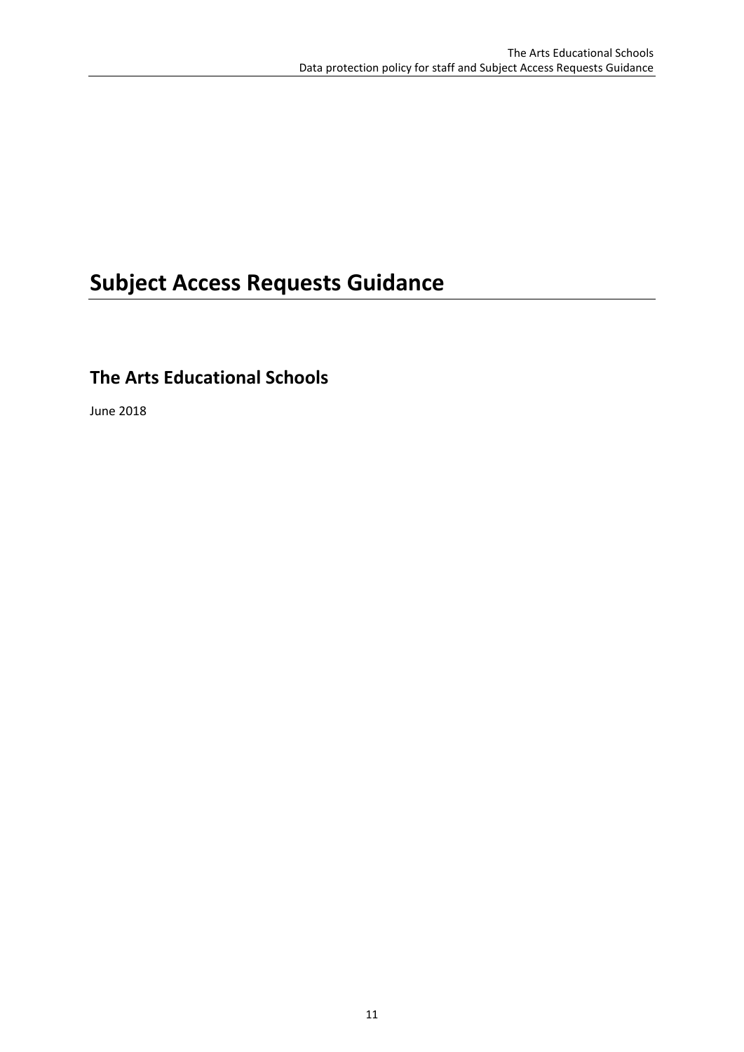# Subject Access Requests Guidance

## The Arts Educational Schools

June 2018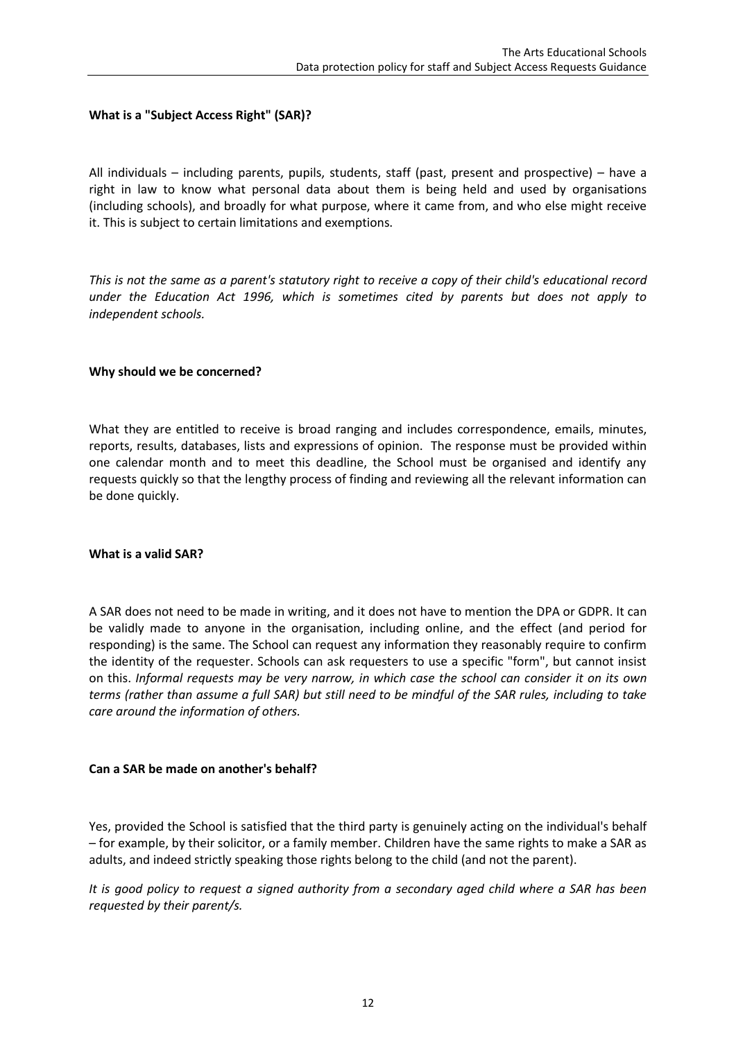**What is a "Subject Access Right" (SAR)?**

All individuals – including parents, pupils, students, staff (past, present and prospective) – have a right in law to know what personal data about them is being held and used by organisations (including schools), and broadly for what purpose, where it came from, and who else might receive it. This is subject to certain limitations and exemptions.

*This is not the same as a parent's statutory right to receive a copy of their child's educational record under the Education Act 1996, which is sometimes cited by parents but does not apply to independent schools.*

**Why should we be concerned?**

What they are entitled to receive is broad ranging and includes correspondence, emails, minutes, reports, results, databases, lists and expressions of opinion. The response must be provided within one calendar month and to meet this deadline, the School must be organised and identify any requests quickly so that the lengthy process of finding and reviewing all the relevant information can be done quickly.

**What is a valid SAR?**

A SAR does not need to be made in writing, and it does not have to mention the DPA or GDPR. It can be validly made to anyone in the organisation, including online, and the effect (and period for responding) is the same. The School can request any information they reasonably require to confirm the identity of the requester. Schools can ask requesters to use a specific "form", but cannot insist on this. *Informal requests may be very narrow, in which case the school can consider it on its own terms (rather than assume a full SAR) but still need to be mindful of the SAR rules, including to take care around the information of others.*

**Can a SAR be made on another's behalf?**

Yes, provided the School is satisfied that the third party is genuinely acting on the individual's behalf – for example, by their solicitor, or a family member. Children have the same rights to make a SAR as adults, and indeed strictly speaking those rights belong to the child (and not the parent).

*It is good policy to request a signed authority from a secondary aged child where a SAR has been requested by their parent/s.*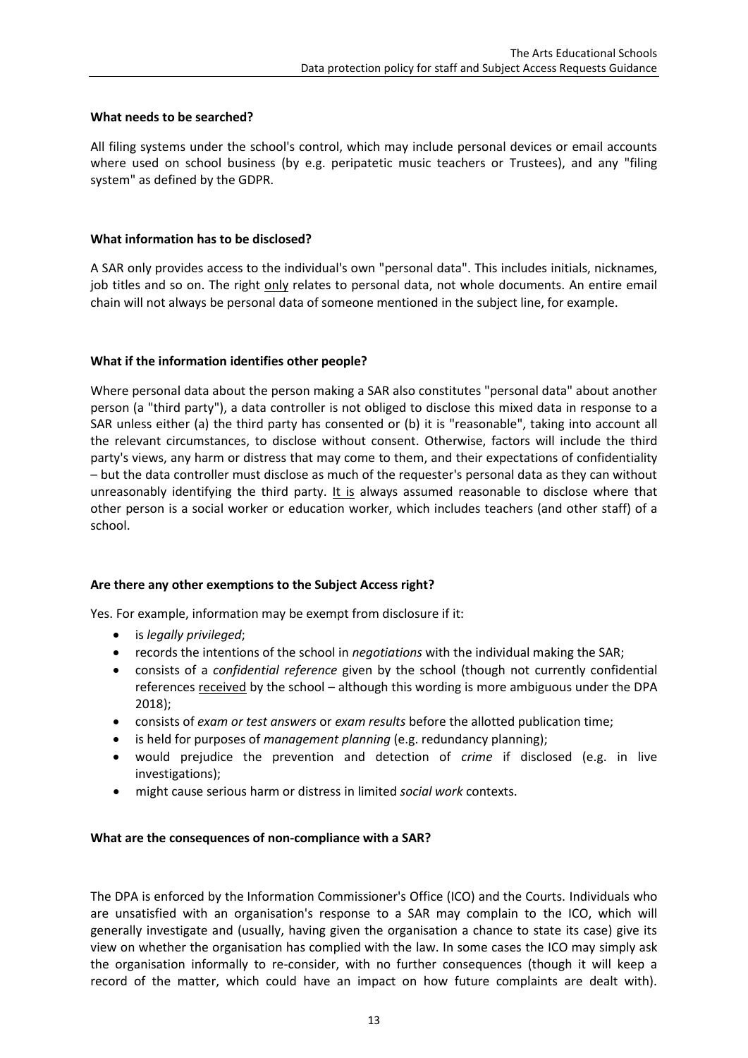**What needs to be searched?**

All filing systems under the school's control, which may include personal devices or email accounts where used on school business (by e.g. peripatetic music teachers or Trustees), and any "filing system" as defined by the GDPR.

**What information has to be disclosed?**

A SAR only provides access to the individual's own "personal data". This includes initials, nicknames, job titles and so on. The right <u>only</u> relates to personal data, not whole documents. An entire email chain will not always be personal data of someone mentioned in the subject line, for example.

**What if the information identifies other people?**

Where personal data about the person making a SAR also constitutes "personal data" about another person (a "third party"), a data controller is not obliged to disclose this mixed data in response to a SAR unless either (a) the third party has consented or (b) it is "reasonable", taking into account all the relevant circumstances, to disclose without consent. Otherwise, factors will include the third party's views, any harm or distress that may come to them, and their expectations of confidentiality – but the data controller must disclose as much of the requester's personal data as they can without unreasonably identifying the third party. <u>It is</u> always assumed reasonable to disclose where that other person is a social worker or education worker, which includes teachers (and other staff) of a school.

**Are there any other exemptions to the Subject Access right?**

Yes. For example, information may be exempt from disclosure if it:

- is *legally privileged*;
- records the intentions of the school in *negotiations* with the individual making the SAR;
- consists of a *confidential reference* given by the school (though not currently confidential references <u>received</u> by the school – although this wording is more ambiguous under the DPA 2018);
- consists of *exam or test answers* or *exam results* before the allotted publication time;
- is held for purposes of *management planning* (e.g. redundancy planning);
- would prejudice the prevention and detection of *crime* if disclosed (e.g. in live investigations);
- might cause serious harm or distress in limited *social work* contexts.

**What are the consequences of non-compliance with a SAR?**

The DPA is enforced by the Information Commissioner's Office (ICO) and the Courts. Individuals who are unsatisfied with an organisation's response to a SAR may complain to the ICO, which will generally investigate and (usually, having given the organisation a chance to state its case) give its view on whether the organisation has complied with the law. In some cases the ICO may simply ask the organisation informally to re-consider, with no further consequences (though it will keep a record of the matter, which could have an impact on how future complaints are dealt with).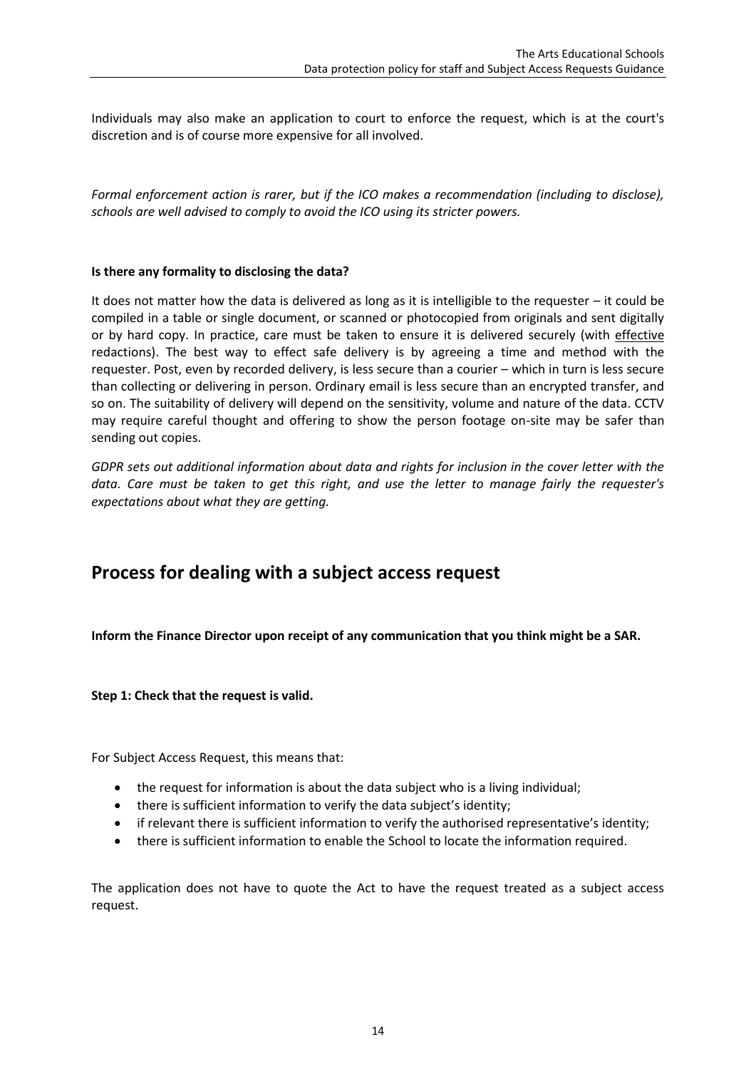Individuals may also make an application to court to enforce the request, which is at the court's discretion and is of course more expensive for all involved.

*Formal enforcement action is rarer, but if the ICO makes a recommendation (including to disclose), schools are well advised to comply to avoid the ICO using its stricter powers.*

**Is there any formality to disclosing the data?**

It does not matter how the data is delivered as long as it is intelligible to the requester – it could be compiled in a table or single document, or scanned or photocopied from originals and sent digitally or by hard copy. In practice, care must be taken to ensure it is delivered securely (with <u>effective</u> redactions). The best way to effect safe delivery is by agreeing a time and method with the requester. Post, even by recorded delivery, is less secure than a courier – which in turn is less secure than collecting or delivering in person. Ordinary email is less secure than an encrypted transfer, and so on. The suitability of delivery will depend on the sensitivity, volume and nature of the data. CCTV may require careful thought and offering to show the person footage on-site may be safer than sending out copies.

*GDPR sets out additional information about data and rights for inclusion in the cover letter with the data. Care must be taken to get this right, and use the letter to manage fairly the requester's expectations about what they are getting.*

## Process for dealing with a subject access request

**Inform the Finance Director upon receipt of any communication that you think might be a SAR.**

**Step 1: Check that the request is valid.**

For Subject Access Request, this means that:

- the request for information is about the data subject who is a living individual;
- there is sufficient information to verify the data subject's identity;
- if relevant there is sufficient information to verify the authorised representative's identity;
- there is sufficient information to enable the School to locate the information required.

The application does not have to quote the Act to have the request treated as a subject access request.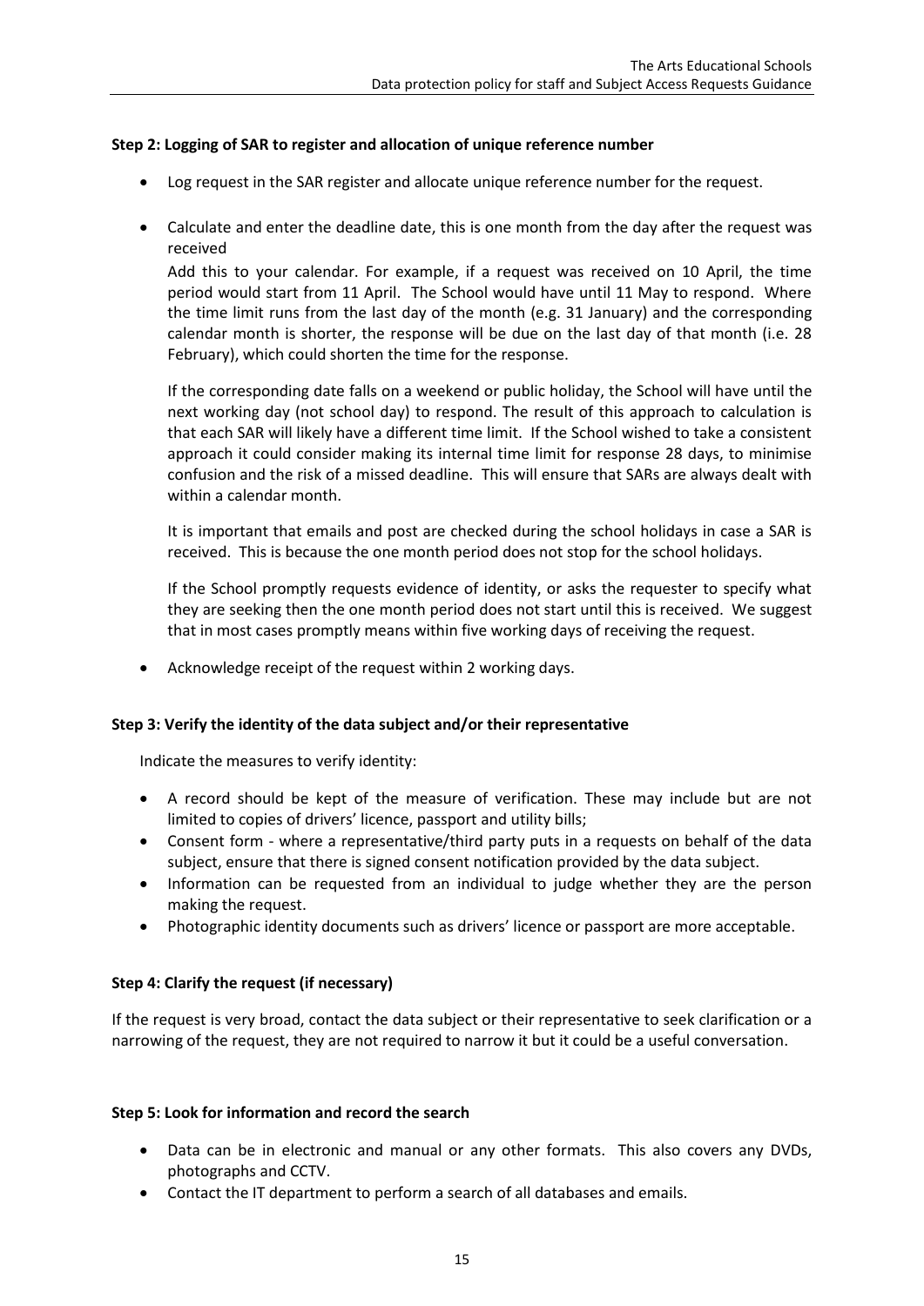**Step 2: Logging of SAR to register and allocation of unique reference number**

- Log request in the SAR register and allocate unique reference number for the request.
- Calculate and enter the deadline date, this is one month from the day after the request was received

  Add this to your calendar. For example, if a request was received on 10 April, the time period would start from 11 April. The School would have until 11 May to respond. Where the time limit runs from the last day of the month (e.g. 31 January) and the corresponding calendar month is shorter, the response will be due on the last day of that month (i.e. 28 February), which could shorten the time for the response.

  If the corresponding date falls on a weekend or public holiday, the School will have until the next working day (not school day) to respond. The result of this approach to calculation is that each SAR will likely have a different time limit. If the School wished to take a consistent approach it could consider making its internal time limit for response 28 days, to minimise confusion and the risk of a missed deadline. This will ensure that SARs are always dealt with within a calendar month.

  It is important that emails and post are checked during the school holidays in case a SAR is received. This is because the one month period does not stop for the school holidays.

  If the School promptly requests evidence of identity, or asks the requester to specify what they are seeking then the one month period does not start until this is received. We suggest that in most cases promptly means within five working days of receiving the request.

- Acknowledge receipt of the request within 2 working days.

**Step 3: Verify the identity of the data subject and/or their representative**

Indicate the measures to verify identity:

- A record should be kept of the measure of verification. These may include but are not limited to copies of drivers' licence, passport and utility bills;
- Consent form - where a representative/third party puts in a requests on behalf of the data subject, ensure that there is signed consent notification provided by the data subject.
- Information can be requested from an individual to judge whether they are the person making the request.
- Photographic identity documents such as drivers' licence or passport are more acceptable.

**Step 4: Clarify the request (if necessary)**

If the request is very broad, contact the data subject or their representative to seek clarification or a narrowing of the request, they are not required to narrow it but it could be a useful conversation.

**Step 5: Look for information and record the search**

- Data can be in electronic and manual or any other formats. This also covers any DVDs, photographs and CCTV.
- Contact the IT department to perform a search of all databases and emails.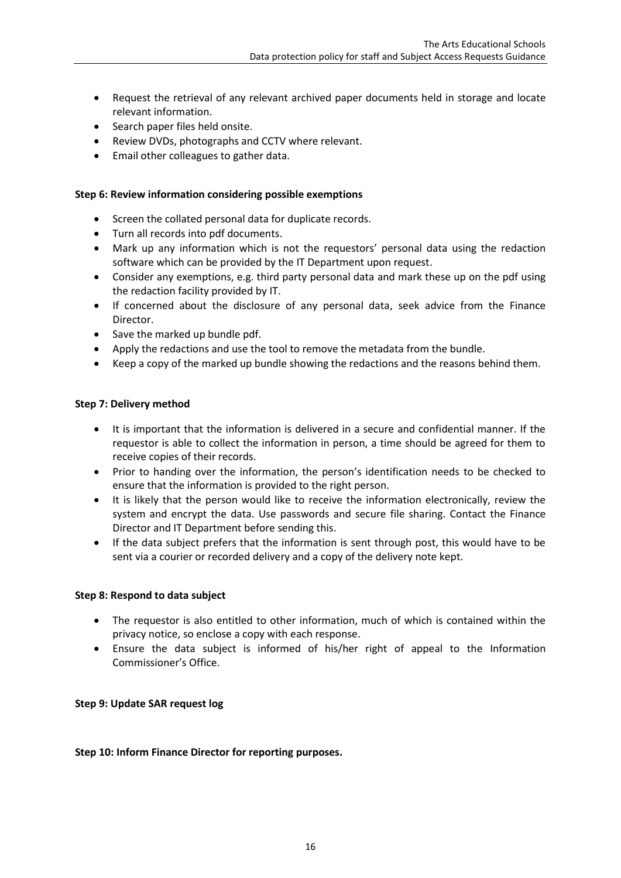- Request the retrieval of any relevant archived paper documents held in storage and locate relevant information.
- Search paper files held onsite.
- Review DVDs, photographs and CCTV where relevant.
- Email other colleagues to gather data.

**Step 6: Review information considering possible exemptions**

- Screen the collated personal data for duplicate records.
- Turn all records into pdf documents.
- Mark up any information which is not the requestors' personal data using the redaction software which can be provided by the IT Department upon request.
- Consider any exemptions, e.g. third party personal data and mark these up on the pdf using the redaction facility provided by IT.
- If concerned about the disclosure of any personal data, seek advice from the Finance Director.
- Save the marked up bundle pdf.
- Apply the redactions and use the tool to remove the metadata from the bundle.
- Keep a copy of the marked up bundle showing the redactions and the reasons behind them.

**Step 7: Delivery method**

- It is important that the information is delivered in a secure and confidential manner. If the requestor is able to collect the information in person, a time should be agreed for them to receive copies of their records.
- Prior to handing over the information, the person's identification needs to be checked to ensure that the information is provided to the right person.
- It is likely that the person would like to receive the information electronically, review the system and encrypt the data. Use passwords and secure file sharing. Contact the Finance Director and IT Department before sending this.
- If the data subject prefers that the information is sent through post, this would have to be sent via a courier or recorded delivery and a copy of the delivery note kept.

**Step 8: Respond to data subject**

- The requestor is also entitled to other information, much of which is contained within the privacy notice, so enclose a copy with each response.
- Ensure the data subject is informed of his/her right of appeal to the Information Commissioner's Office.

**Step 9: Update SAR request log**

**Step 10: Inform Finance Director for reporting purposes.**